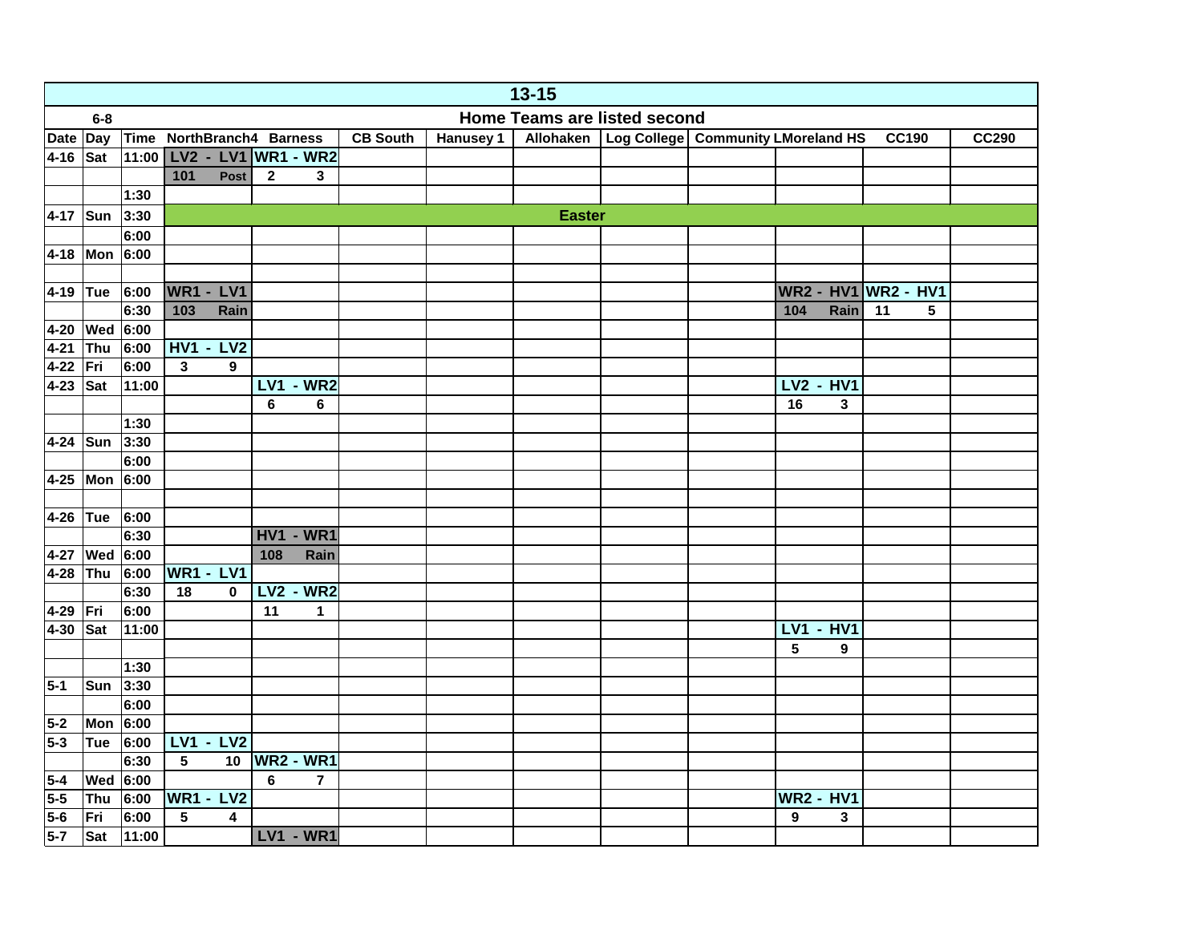| 13-15 | | | | | | | | | | | | |
|---|---|---|---|---|---|---|---|---|---|---|---|---|
| 6-8 | | | Home Teams are listed second | | | | | | | | | |
| Date | Day | Time | NorthBranch4 | Barness | CB South | Hanusey 1 | Allohaken | Log College | Community L | Moreland HS | CC190 | CC290 |
| 4-16 | Sat | 11:00 | LV2 - LV1 | WR1 - WR2 | | | | | | | | |
| | | | 101 Post | 2 3 | | | | | | | | |
| | | 1:30 | | | | | | | | | | |
| 4-17 | Sun | 3:30 | Easter | | | | | | | | | |
| | | 6:00 | | | | | | | | | | |
| 4-18 | Mon | 6:00 | | | | | | | | | | |
| | | | | | | | | | | | | |
| 4-19 | Tue | 6:00 | WR1 - LV1 | | | | | | | WR2 - HV1 | WR2 - HV1 | |
| | | 6:30 | 103 Rain | | | | | | | 104 Rain | 11 5 | |
| 4-20 | Wed | 6:00 | | | | | | | | | | |
| 4-21 | Thu | 6:00 | HV1 - LV2 | | | | | | | | | |
| 4-22 | Fri | 6:00 | 3 9 | | | | | | | | | |
| 4-23 | Sat | 11:00 | | LV1 - WR2 | | | | | | LV2 - HV1 | | |
| | | | | 6 6 | | | | | | 16 3 | | |
| | | 1:30 | | | | | | | | | | |
| 4-24 | Sun | 3:30 | | | | | | | | | | |
| | | 6:00 | | | | | | | | | | |
| 4-25 | Mon | 6:00 | | | | | | | | | | |
| | | | | | | | | | | | | |
| 4-26 | Tue | 6:00 | | | | | | | | | | |
| | | 6:30 | | HV1 - WR1 | | | | | | | | |
| 4-27 | Wed | 6:00 | | 108 Rain | | | | | | | | |
| 4-28 | Thu | 6:00 | WR1 - LV1 | | | | | | | | | |
| | | 6:30 | 18 0 | LV2 - WR2 | | | | | | | | |
| 4-29 | Fri | 6:00 | | 11 1 | | | | | | | | |
| 4-30 | Sat | 11:00 | | | | | | | | LV1 - HV1 | | |
| | | | | | | | | | | 5 9 | | |
| | | 1:30 | | | | | | | | | | |
| 5-1 | Sun | 3:30 | | | | | | | | | | |
| | | 6:00 | | | | | | | | | | |
| 5-2 | Mon | 6:00 | | | | | | | | | | |
| 5-3 | Tue | 6:00 | LV1 - LV2 | | | | | | | | | |
| | | 6:30 | 5 10 | WR2 - WR1 | | | | | | | | |
| 5-4 | Wed | 6:00 | | 6 7 | | | | | | | | |
| 5-5 | Thu | 6:00 | WR1 - LV2 | | | | | | | WR2 - HV1 | | |
| 5-6 | Fri | 6:00 | 5 4 | | | | | | | 9 3 | | |
| 5-7 | Sat | 11:00 | | LV1 - WR1 | | | | | | | | |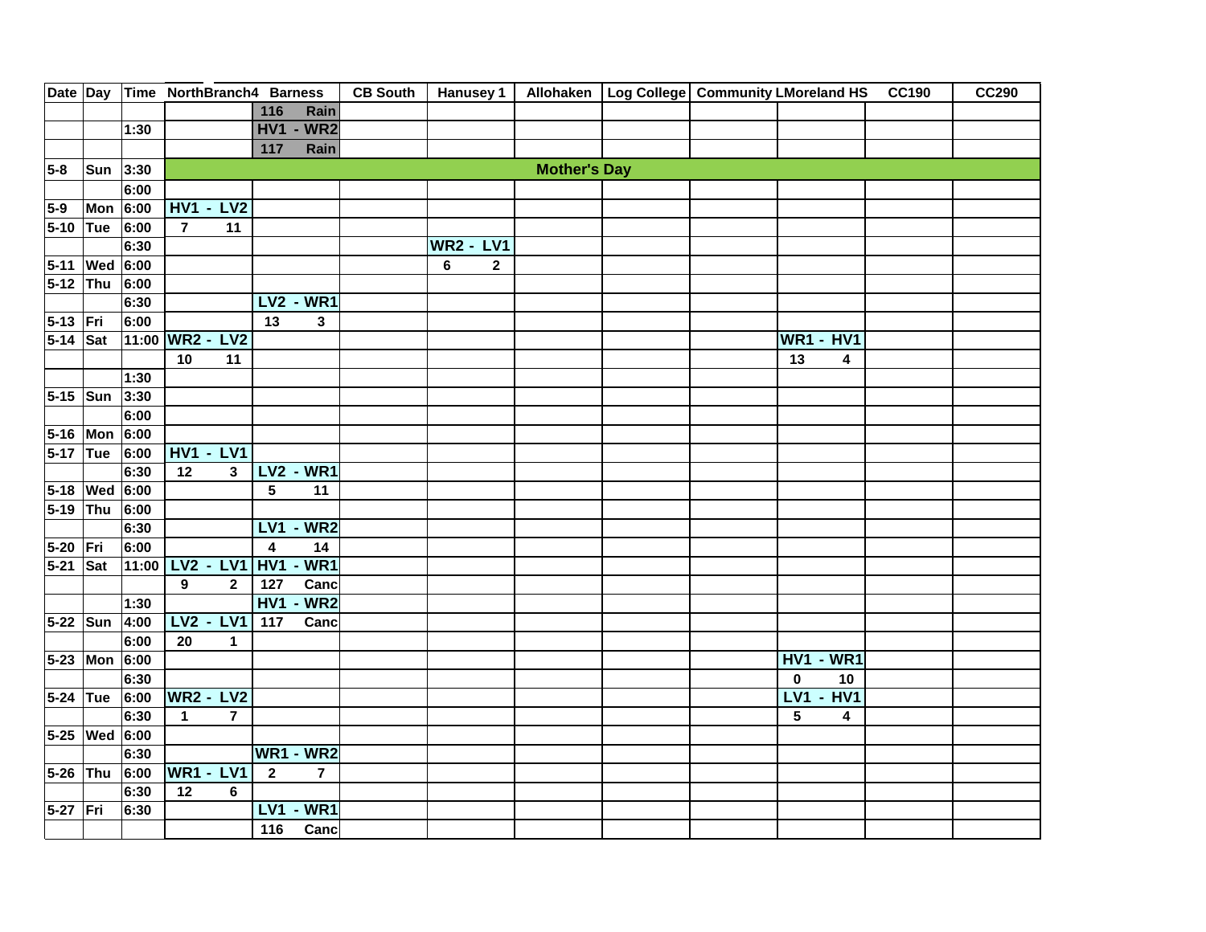| Date | Day | Time | NorthBranch4 | Barness | CB South | Hanusey 1 | Allohaken | Log College | Community | LMoreland HS | CC190 | CC290 |
|---|---|---|---|---|---|---|---|---|---|---|---|---|
| | | | | 116 Rain | | | | | | | | |
| | | 1:30 | | HV1 - WR2 | | | | | | | | |
| | | | | 117 Rain | | | | | | | | |
| 5-8 | Sun | 3:30 | Mother's Day | | | | | | | | | |
| | | 6:00 | | | | | | | | | | |
| 5-9 | Mon | 6:00 | HV1 - LV2 | | | | | | | | | |
| 5-10 | Tue | 6:00 | 7 11 | | | | | | | | | |
| | | 6:30 | | | | WR2 - LV1 | | | | | | |
| 5-11 | Wed | 6:00 | | | | 6 2 | | | | | | |
| 5-12 | Thu | 6:00 | | | | | | | | | | |
| | | 6:30 | | LV2 - WR1 | | | | | | | | |
| 5-13 | Fri | 6:00 | | 13 3 | | | | | | | | |
| 5-14 | Sat | 11:00 | WR2 - LV2 | | | | | | | WR1 - HV1 | | |
| | | | 10 11 | | | | | | | 13 4 | | |
| | | 1:30 | | | | | | | | | | |
| 5-15 | Sun | 3:30 | | | | | | | | | | |
| | | 6:00 | | | | | | | | | | |
| 5-16 | Mon | 6:00 | | | | | | | | | | |
| 5-17 | Tue | 6:00 | HV1 - LV1 | | | | | | | | | |
| | | 6:30 | 12 3 | LV2 - WR1 | | | | | | | | |
| 5-18 | Wed | 6:00 | | 5 11 | | | | | | | | |
| 5-19 | Thu | 6:00 | | | | | | | | | | |
| | | 6:30 | | LV1 - WR2 | | | | | | | | |
| 5-20 | Fri | 6:00 | | 4 14 | | | | | | | | |
| 5-21 | Sat | 11:00 | LV2 - LV1 | HV1 - WR1 | | | | | | | | |
| | | | 9 2 | 127 Canc | | | | | | | | |
| | | 1:30 | | HV1 - WR2 | | | | | | | | |
| 5-22 | Sun | 4:00 | LV2 - LV1 | 117 Canc | | | | | | | | |
| | | 6:00 | 20 1 | | | | | | | | | |
| 5-23 | Mon | 6:00 | | | | | | | | HV1 - WR1 | | |
| | | 6:30 | | | | | | | | 0 10 | | |
| 5-24 | Tue | 6:00 | WR2 - LV2 | | | | | | | LV1 - HV1 | | |
| | | 6:30 | 1 7 | | | | | | | 5 4 | | |
| 5-25 | Wed | 6:00 | | | | | | | | | | |
| | | 6:30 | | WR1 - WR2 | | | | | | | | |
| 5-26 | Thu | 6:00 | WR1 - LV1 | 2 7 | | | | | | | | |
| | | 6:30 | 12 6 | | | | | | | | | |
| 5-27 | Fri | 6:30 | | LV1 - WR1 | | | | | | | | |
| | | | | 116 Canc | | | | | | | | |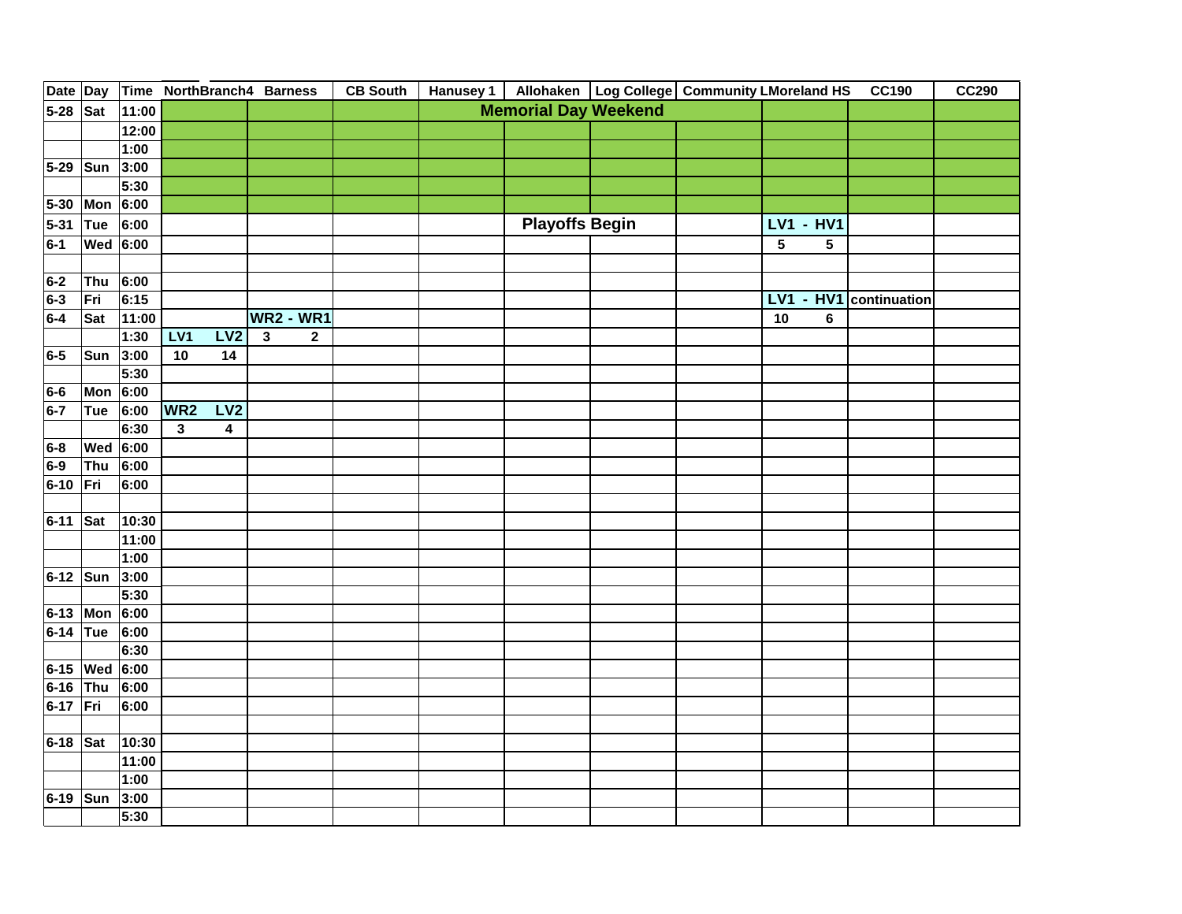| Date | Day | Time | NorthBranch4 | Barness | CB South | Hanusey 1 | Allohaken | Log College | Community L | Moreland HS | CC190 | CC290 |
|---|---|---|---|---|---|---|---|---|---|---|---|---|
| 5-28 | Sat | 11:00 | | | | | Memorial Day Weekend | | | | | |
| | | 12:00 | | | | | | | | | | |
| | | 1:00 | | | | | | | | | | |
| 5-29 | Sun | 3:00 | | | | | | | | | | |
| | | 5:30 | | | | | | | | | | |
| 5-30 | Mon | 6:00 | | | | | | | | | | |
| 5-31 | Tue | 6:00 | | | | | Playoffs Begin | | | LV1 - HV1 | | |
| 6-1 | Wed | 6:00 | | | | | | | | 5 5 | | |
| | | | | | | | | | | | | |
| 6-2 | Thu | 6:00 | | | | | | | | | | |
| 6-3 | Fri | 6:15 | | | | | | | | LV1 - HV1 | continuation | |
| 6-4 | Sat | 11:00 | | WR2 - WR1 | | | | | | 10 6 | | |
| | | 1:30 | LV1 LV2 | 3 2 | | | | | | | | |
| 6-5 | Sun | 3:00 | 10 14 | | | | | | | | | |
| | | 5:30 | | | | | | | | | | |
| 6-6 | Mon | 6:00 | | | | | | | | | | |
| 6-7 | Tue | 6:00 | WR2 LV2 | | | | | | | | | |
| | | 6:30 | 3 4 | | | | | | | | | |
| 6-8 | Wed | 6:00 | | | | | | | | | | |
| 6-9 | Thu | 6:00 | | | | | | | | | | |
| 6-10 | Fri | 6:00 | | | | | | | | | | |
| | | | | | | | | | | | | |
| 6-11 | Sat | 10:30 | | | | | | | | | | |
| | | 11:00 | | | | | | | | | | |
| | | 1:00 | | | | | | | | | | |
| 6-12 | Sun | 3:00 | | | | | | | | | | |
| | | 5:30 | | | | | | | | | | |
| 6-13 | Mon | 6:00 | | | | | | | | | | |
| 6-14 | Tue | 6:00 | | | | | | | | | | |
| | | 6:30 | | | | | | | | | | |
| 6-15 | Wed | 6:00 | | | | | | | | | | |
| 6-16 | Thu | 6:00 | | | | | | | | | | |
| 6-17 | Fri | 6:00 | | | | | | | | | | |
| | | | | | | | | | | | | |
| 6-18 | Sat | 10:30 | | | | | | | | | | |
| | | 11:00 | | | | | | | | | | |
| | | 1:00 | | | | | | | | | | |
| 6-19 | Sun | 3:00 | | | | | | | | | | |
| | | 5:30 | | | | | | | | | | |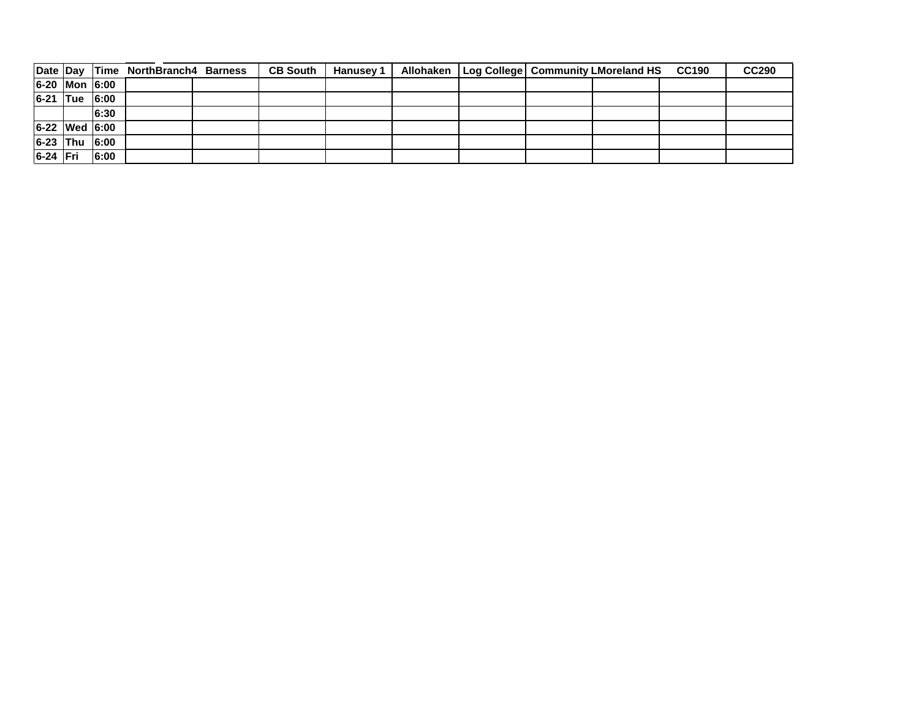| Date | Day | Time | NorthBranch4 | Barness | CB South | Hanusey 1 | Allohaken | Log College | Community L | Moreland HS | CC190 | CC290 |
|---|---|---|---|---|---|---|---|---|---|---|---|---|
| 6-20 | Mon | 6:00 | | | | | | | | | | |
| 6-21 | Tue | 6:00 | | | | | | | | | | |
| | | 6:30 | | | | | | | | | | |
| 6-22 | Wed | 6:00 | | | | | | | | | | |
| 6-23 | Thu | 6:00 | | | | | | | | | | |
| 6-24 | Fri | 6:00 | | | | | | | | | | |